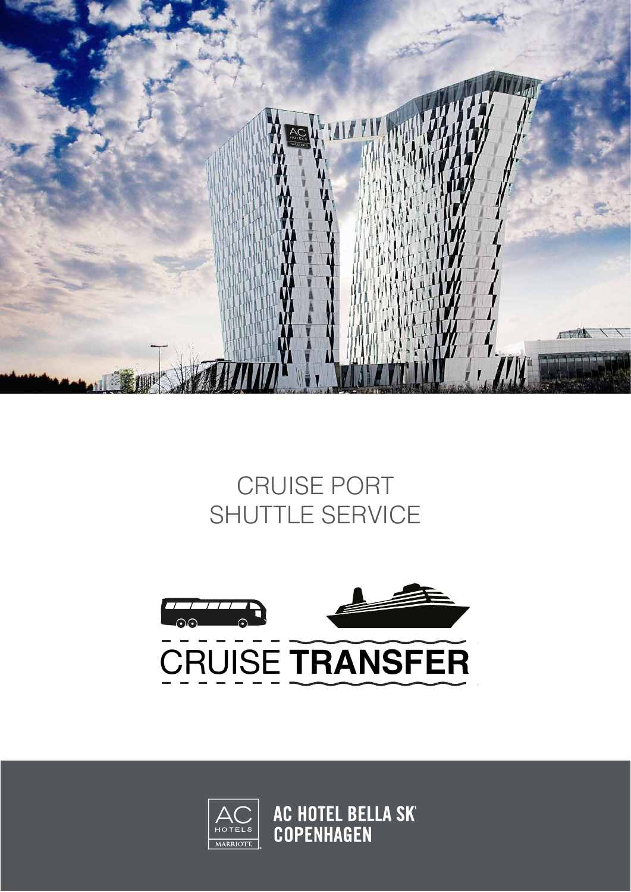# CRUISE PORT
# SHUTTLE SERVICE

CRUISE **TRANSFER**

**AC HOTEL BELLA SKY COPENHAGEN**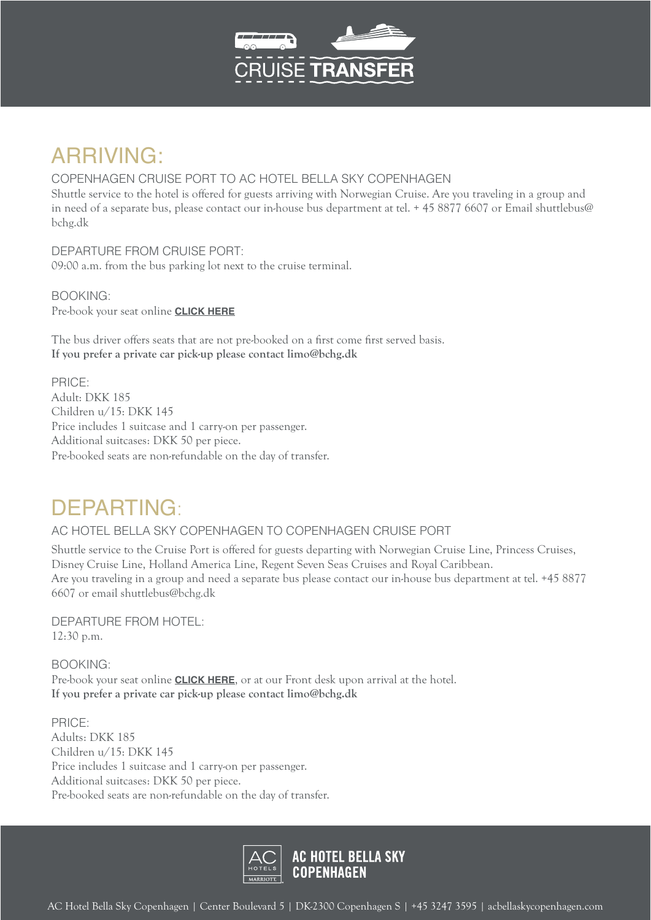# CRUISE TRANSFER

## ARRIVING:

### COPENHAGEN CRUISE PORT TO AC HOTEL BELLA SKY COPENHAGEN

Shuttle service to the hotel is offered for guests arriving with Norwegian Cruise. Are you traveling in a group and in need of a separate bus, please contact our in-house bus department at tel. + 45 8877 6607 or Email shuttlebus@bchg.dk

DEPARTURE FROM CRUISE PORT:
09:00 a.m. from the bus parking lot next to the cruise terminal.

BOOKING:
Pre-book your seat online **CLICK HERE**

The bus driver offers seats that are not pre-booked on a first come first served basis.
**If you prefer a private car pick-up please contact limo@bchg.dk**

PRICE:
Adult: DKK 185
Children u/15: DKK 145
Price includes 1 suitcase and 1 carry-on per passenger.
Additional suitcases: DKK 50 per piece.
Pre-booked seats are non-refundable on the day of transfer.

## DEPARTING:

### AC HOTEL BELLA SKY COPENHAGEN TO COPENHAGEN CRUISE PORT

Shuttle service to the Cruise Port is offered for guests departing with Norwegian Cruise Line, Princess Cruises, Disney Cruise Line, Holland America Line, Regent Seven Seas Cruises and Royal Caribbean.
Are you traveling in a group and need a separate bus please contact our in-house bus department at tel. +45 8877 6607 or email shuttlebus@bchg.dk

DEPARTURE FROM HOTEL:
12:30 p.m.

BOOKING:
Pre-book your seat online **CLICK HERE**, or at our Front desk upon arrival at the hotel.
**If you prefer a private car pick-up please contact limo@bchg.dk**

PRICE:
Adults: DKK 185
Children u/15: DKK 145
Price includes 1 suitcase and 1 carry-on per passenger.
Additional suitcases: DKK 50 per piece.
Pre-booked seats are non-refundable on the day of transfer.

AC HOTEL BELLA SKY COPENHAGEN

AC Hotel Bella Sky Copenhagen | Center Boulevard 5 | DK-2300 Copenhagen S | +45 3247 3595 | acbellaskycopenhagen.com